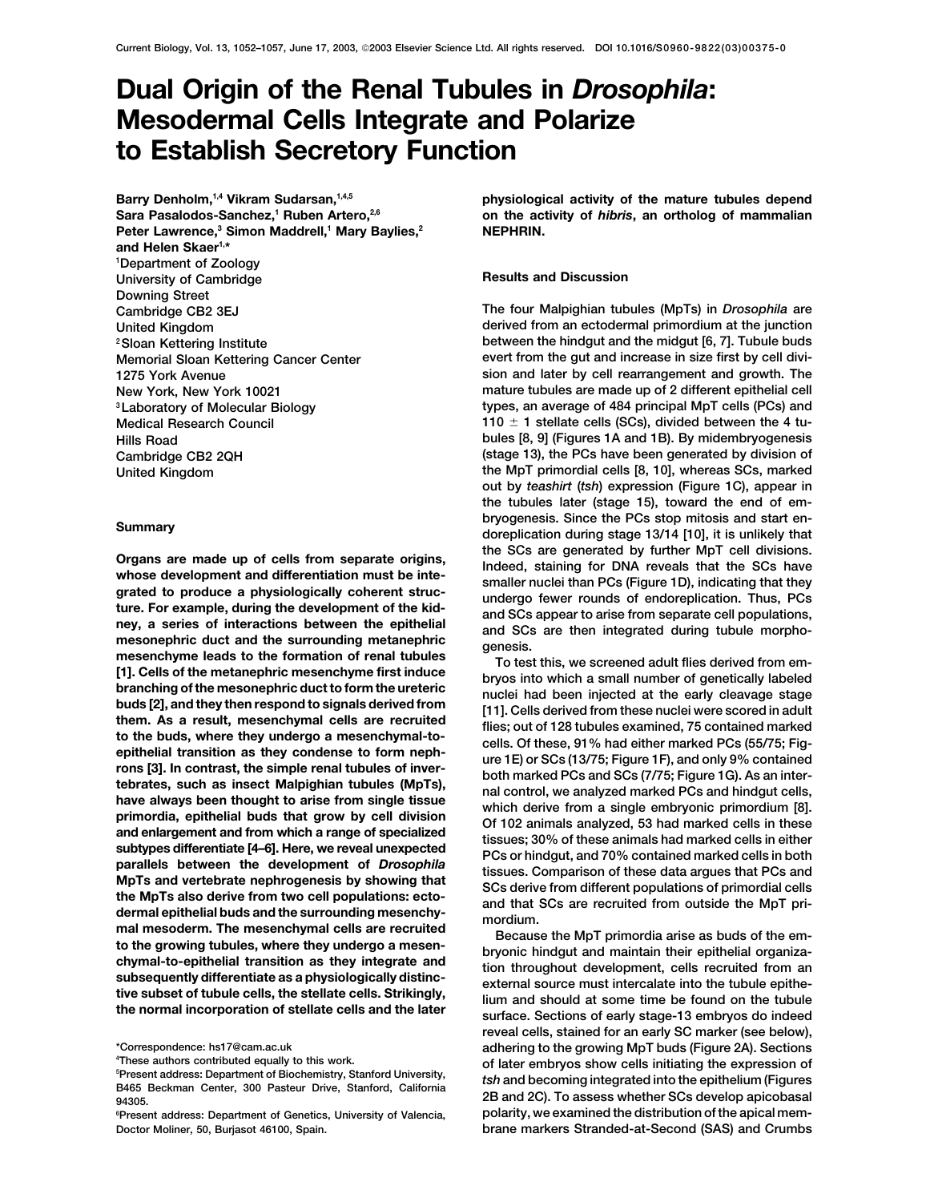# Dual Origin of the Renal Tubules in *Drosophila*: Mesodermal Cells Integrate and Polarize to Establish Secretory Function

**Barry Denholm,[1,4] Vikram Sudarsan,[1,4,5] Sara Pasalodos-Sanchez,[1] Ruben Artero,[2,6] Peter Lawrence,[3] Simon Maddrell,[1] Mary Baylies,[2] and Helen Skaer[1,*]**

[1]Department of Zoology
University of Cambridge
Downing Street
Cambridge CB2 3EJ
United Kingdom

[2]Sloan Kettering Institute
Memorial Sloan Kettering Cancer Center
1275 York Avenue
New York, New York 10021

[3]Laboratory of Molecular Biology
Medical Research Council
Hills Road
Cambridge CB2 2QH
United Kingdom

## Summary

**Organs are made up of cells from separate origins, whose development and differentiation must be integrated to produce a physiologically coherent structure. For example, during the development of the kidney, a series of interactions between the epithelial mesonephric duct and the surrounding metanephric mesenchyme leads to the formation of renal tubules [1]. Cells of the metanephric mesenchyme first induce branching of the mesonephric duct to form the ureteric buds [2], and they then respond to signals derived from them. As a result, mesenchymal cells are recruited to the buds, where they undergo a mesenchymal-to-epithelial transition as they condense to form nephrons [3]. In contrast, the simple renal tubules of invertebrates, such as insect Malpighian tubules (MpTs), have always been thought to arise from single tissue primordia, epithelial buds that grow by cell division and enlargement and from which a range of specialized subtypes differentiate [4–6]. Here, we reveal unexpected parallels between the development of *Drosophila* MpTs and vertebrate nephrogenesis by showing that the MpTs also derive from two cell populations: ectodermal epithelial buds and the surrounding mesenchymal mesoderm. The mesenchymal cells are recruited to the growing tubules, where they undergo a mesenchymal-to-epithelial transition as they integrate and subsequently differentiate as a physiologically distinctive subset of tubule cells, the stellate cells. Strikingly, the normal incorporation of stellate cells and the later physiological activity of the mature tubules depend on the activity of *hibris*, an ortholog of mammalian NEPHRIN.**

*Correspondence: hs17@cam.ac.uk
[4]These authors contributed equally to this work.
[5]Present address: Department of Biochemistry, Stanford University, B465 Beckman Center, 300 Pasteur Drive, Stanford, California 94305.
[6]Present address: Department of Genetics, University of Valencia, Doctor Moliner, 50, Burjasot 46100, Spain.

## Results and Discussion

The four Malpighian tubules (MpTs) in *Drosophila* are derived from an ectodermal primordium at the junction between the hindgut and the midgut [6, 7]. Tubule buds evert from the gut and increase in size first by cell division and later by cell rearrangement and growth. The mature tubules are made up of 2 different epithelial cell types, an average of 484 principal MpT cells (PCs) and 110 ± 1 stellate cells (SCs), divided between the 4 tubules [8, 9] (Figures 1A and 1B). By midembryogenesis (stage 13), the PCs have been generated by division of the MpT primordial cells [8, 10], whereas SCs, marked out by *teashirt* (*tsh*) expression (Figure 1C), appear in the tubules later (stage 15), toward the end of embryogenesis. Since the PCs stop mitosis and start endoreplication during stage 13/14 [10], it is unlikely that the SCs are generated by further MpT cell divisions. Indeed, staining for DNA reveals that the SCs have smaller nuclei than PCs (Figure 1D), indicating that they undergo fewer rounds of endoreplication. Thus, PCs and SCs appear to arise from separate cell populations, and SCs are then integrated during tubule morphogenesis.

To test this, we screened adult flies derived from embryos into which a small number of genetically labeled nuclei had been injected at the early cleavage stage [11]. Cells derived from these nuclei were scored in adult flies; out of 128 tubules examined, 75 contained marked cells. Of these, 91% had either marked PCs (55/75; Figure 1E) or SCs (13/75; Figure 1F), and only 9% contained both marked PCs and SCs (7/75; Figure 1G). As an internal control, we analyzed marked PCs and hindgut cells, which derive from a single embryonic primordium [8]. Of 102 animals analyzed, 53 had marked cells in these tissues; 30% of these animals had marked cells in either PCs or hindgut, and 70% contained marked cells in both tissues. Comparison of these data argues that PCs and SCs derive from different populations of primordial cells and that SCs are recruited from outside the MpT primordium.

Because the MpT primordia arise as buds of the embryonic hindgut and maintain their epithelial organization throughout development, cells recruited from an external source must intercalate into the tubule epithelium and should at some time be found on the tubule surface. Sections of early stage-13 embryos do indeed reveal cells, stained for an early SC marker (see below), adhering to the growing MpT buds (Figure 2A). Sections of later embryos show cells initiating the expression of *tsh* and becoming integrated into the epithelium (Figures 2B and 2C). To assess whether SCs develop apicobasal polarity, we examined the distribution of the apical membrane markers Stranded-at-Second (SAS) and Crumbs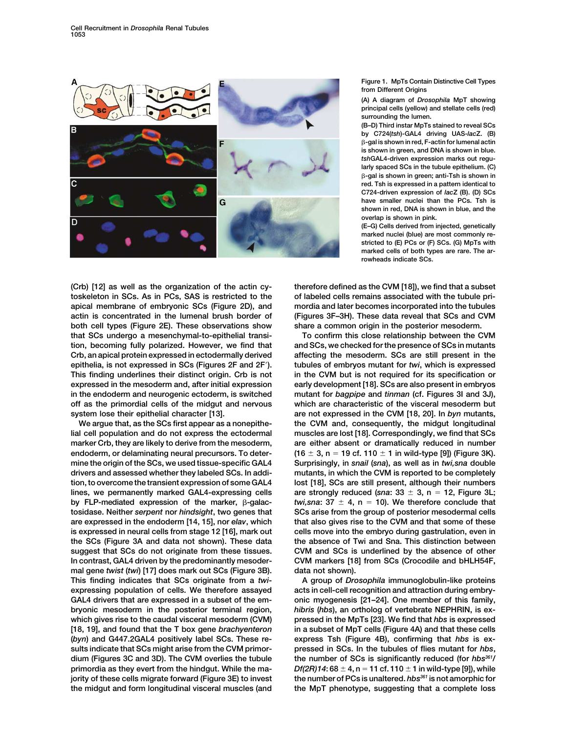Figure 1. MpTs Contain Distinctive Cell Types from Different Origins

(A) A diagram of *Drosophila* MpT showing principal cells (yellow) and stellate cells (red) surrounding the lumen.

(B–D) Third instar MpTs stained to reveal SCs by C724(*tsh*)-GAL4 driving UAS-*lacZ*. (B) β-gal is shown in red, F-actin for lumenal actin is shown in green, and DNA is shown in blue. *tsh*GAL4-driven expression marks out regularly spaced SCs in the tubule epithelium. (C) β-gal is shown in green; anti-Tsh is shown in red. Tsh is expressed in a pattern identical to C724-driven expression of *lacZ* (B). (D) SCs have smaller nuclei than the PCs. Tsh is shown in red, DNA is shown in blue, and the overlap is shown in pink.

(E–G) Cells derived from injected, genetically marked nuclei (blue) are most commonly restricted to (E) PCs or (F) SCs. (G) MpTs with marked cells of both types are rare. The arrowheads indicate SCs.

(Crb) [12] as well as the organization of the actin cytoskeleton in SCs. As in PCs, SAS is restricted to the apical membrane of embryonic SCs (Figure 2D), and actin is concentrated in the lumenal brush border of both cell types (Figure 2E). These observations show that SCs undergo a mesenchymal-to-epithelial transition, becoming fully polarized. However, we find that Crb, an apical protein expressed in ectodermally derived epithelia, is not expressed in SCs (Figures 2F and 2F′). This finding underlines their distinct origin. Crb is not expressed in the mesoderm and, after initial expression in the endoderm and neurogenic ectoderm, is switched off as the primordial cells of the midgut and nervous system lose their epithelial character [13].

We argue that, as the SCs first appear as a nonepithelial cell population and do not express the ectodermal marker Crb, they are likely to derive from the mesoderm, endoderm, or delaminating neural precursors. To determine the origin of the SCs, we used tissue-specific GAL4 drivers and assessed whether they labeled SCs. In addition, to overcome the transient expression of some GAL4 lines, we permanently marked GAL4-expressing cells by FLP-mediated expression of the marker, β-galactosidase. Neither *serpent* nor *hindsight*, two genes that are expressed in the endoderm [14, 15], nor *elav*, which is expressed in neural cells from stage 12 [16], mark out the SCs (Figure 3A and data not shown). These data suggest that SCs do not originate from these tissues. In contrast, GAL4 driven by the predominantly mesodermal gene *twist* (*twi*) [17] does mark out SCs (Figure 3B). This finding indicates that SCs originate from a *twi*-expressing population of cells. We therefore assayed GAL4 drivers that are expressed in a subset of the embryonic mesoderm in the posterior terminal region, which gives rise to the caudal visceral mesoderm (CVM) [18, 19], and found that the T box gene *brachyenteron* (*byn*) and G447.2GAL4 positively label SCs. These results indicate that SCs might arise from the CVM primordium (Figures 3C and 3D). The CVM overlies the tubule primordia as they evert from the hindgut. While the majority of these cells migrate forward (Figure 3E) to invest the midgut and form longitudinal visceral muscles (and therefore defined as the CVM [18]), we find that a subset of labeled cells remains associated with the tubule primordia and later becomes incorporated into the tubules (Figures 3F–3H). These data reveal that SCs and CVM share a common origin in the posterior mesoderm.

To confirm this close relationship between the CVM and SCs, we checked for the presence of SCs in mutants affecting the mesoderm. SCs are still present in the tubules of embryos mutant for *twi*, which is expressed in the CVM but is not required for its specification or early development [18]. SCs are also present in embryos mutant for *bagpipe* and *tinman* (cf. Figures 3I and 3J), which are characteristic of the visceral mesoderm but are not expressed in the CVM [18, 20]. In *byn* mutants, the CVM and, consequently, the midgut longitudinal muscles are lost [18]. Correspondingly, we find that SCs are either absent or dramatically reduced in number ($16 \pm 3$, $n = 19$ cf. $110 \pm 1$ in wild-type [9]) (Figure 3K). Surprisingly, in *snail* (*sna*), as well as in *twi,sna* double mutants, in which the CVM is reported to be completely lost [18], SCs are still present, although their numbers are strongly reduced (*sna*: $33 \pm 3$, $n = 12$, Figure 3L; *twi,sna*: $37 \pm 4$, $n = 10$). We therefore conclude that SCs arise from the group of posterior mesodermal cells that also gives rise to the CVM and that some of these cells move into the embryo during gastrulation, even in the absence of Twi and Sna. This distinction between CVM and SCs is underlined by the absence of other CVM markers [18] from SCs (Crocodile and bHLH54F, data not shown).

A group of *Drosophila* immunoglobulin-like proteins acts in cell-cell recognition and attraction during embryonic myogenesis [21–24]. One member of this family, *hibris* (*hbs*), an ortholog of vertebrate NEPHRIN, is expressed in the MpTs [23]. We find that *hbs* is expressed in a subset of MpT cells (Figure 4A) and that these cells express Tsh (Figure 4B), confirming that *hbs* is expressed in SCs. In the tubules of flies mutant for *hbs*, the number of SCs is significantly reduced (for *hbs*[361]/*Df(2R)14*: $68 \pm 4$, $n = 11$ cf. $110 \pm 1$ in wild-type [9]), while the number of PCs is unaltered. *hbs*[361] is not amorphic for the MpT phenotype, suggesting that a complete loss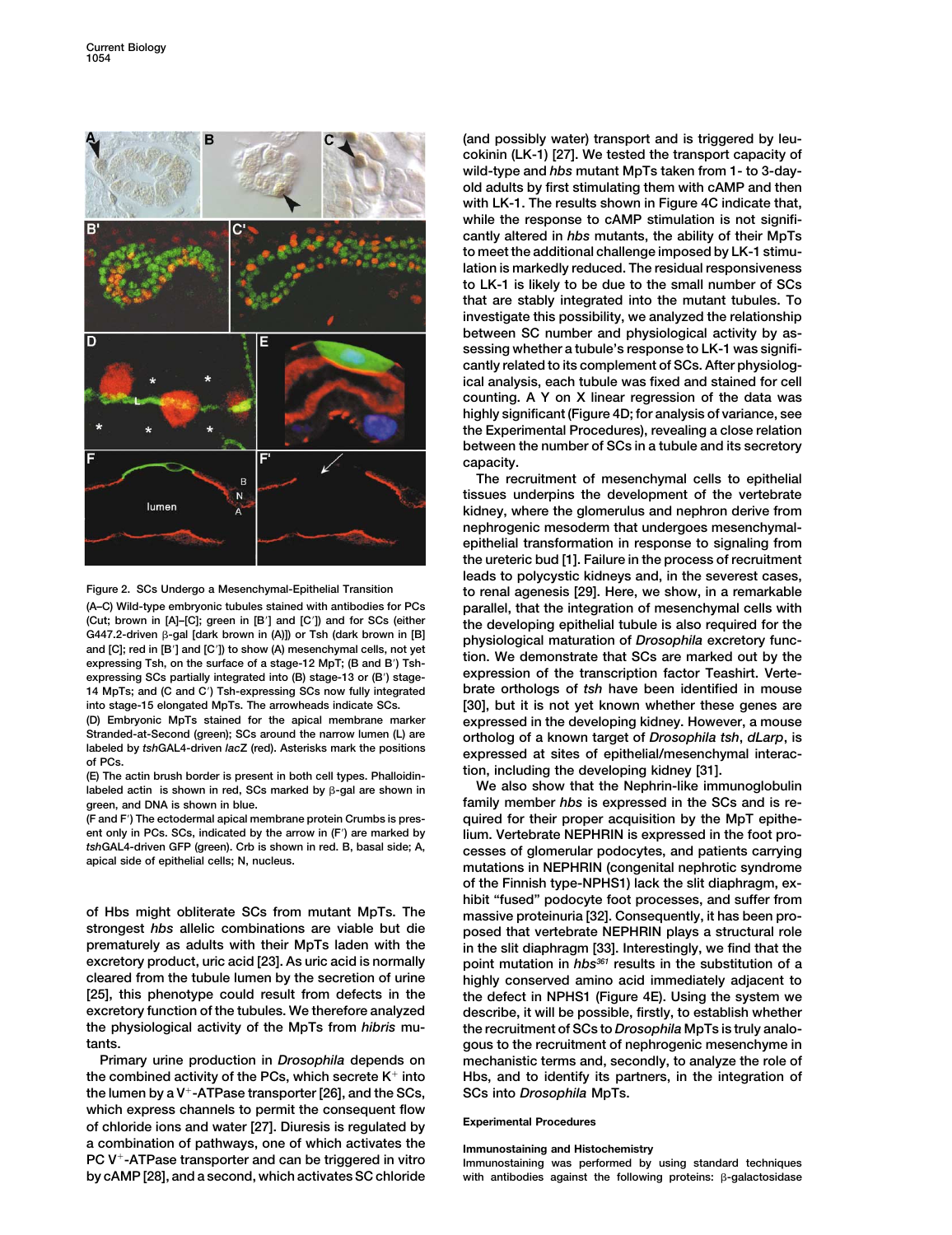Figure 2. SCs Undergo a Mesenchymal-Epithelial Transition

(A–C) Wild-type embryonic tubules stained with antibodies for PCs (Cut; brown in [A]–[C]; green in [B′] and [C′]) and for SCs (either G447.2-driven β-gal [dark brown in (A)]) or Tsh (dark brown in [B] and [C]; red in [B′] and [C′]) to show (A) mesenchymal cells, not yet expressing Tsh, on the surface of a stage-12 MpT; (B and B′) Tsh-expressing SCs partially integrated into (B) stage-13 or (B′) stage-14 MpTs; and (C and C′) Tsh-expressing SCs now fully integrated into stage-15 elongated MpTs. The arrowheads indicate SCs.

(D) Embryonic MpTs stained for the apical membrane marker Stranded-at-Second (green); SCs around the narrow lumen (L) are labeled by *tsh*GAL4-driven *lacZ* (red). Asterisks mark the positions of PCs.

(E) The actin brush border is present in both cell types. Phalloidin-labeled actin is shown in red, SCs marked by β-gal are shown in green, and DNA is shown in blue.

(F and F′) The ectodermal apical membrane protein Crumbs is present only in PCs. SCs, indicated by the arrow in (F′) are marked by *tsh*GAL4-driven GFP (green). Crb is shown in red. B, basal side; A, apical side of epithelial cells; N, nucleus.

of Hbs might obliterate SCs from mutant MpTs. The strongest *hbs* allelic combinations are viable but die prematurely as adults with their MpTs laden with the excretory product, uric acid [23]. As uric acid is normally cleared from the tubule lumen by the secretion of urine [25], this phenotype could result from defects in the excretory function of the tubules. We therefore analyzed the physiological activity of the MpTs from *hibris* mutants.

Primary urine production in *Drosophila* depends on the combined activity of the PCs, which secrete $K^+$ into the lumen by a $V^+$-ATPase transporter [26], and the SCs, which express channels to permit the consequent flow of chloride ions and water [27]. Diuresis is regulated by a combination of pathways, one of which activates the PC $V^+$-ATPase transporter and can be triggered in vitro by cAMP [28], and a second, which activates SC chloride (and possibly water) transport and is triggered by leucokinin (LK-1) [27]. We tested the transport capacity of wild-type and *hbs* mutant MpTs taken from 1- to 3-day-old adults by first stimulating them with cAMP and then with LK-1. The results shown in Figure 4C indicate that, while the response to cAMP stimulation is not significantly altered in *hbs* mutants, the ability of their MpTs to meet the additional challenge imposed by LK-1 stimulation is markedly reduced. The residual responsiveness to LK-1 is likely to be due to the small number of SCs that are stably integrated into the mutant tubules. To investigate this possibility, we analyzed the relationship between SC number and physiological activity by assessing whether a tubule's response to LK-1 was significantly related to its complement of SCs. After physiological analysis, each tubule was fixed and stained for cell counting. A Y on X linear regression of the data was highly significant (Figure 4D; for analysis of variance, see the Experimental Procedures), revealing a close relation between the number of SCs in a tubule and its secretory capacity.

The recruitment of mesenchymal cells to epithelial tissues underpins the development of the vertebrate kidney, where the glomerulus and nephron derive from nephrogenic mesoderm that undergoes mesenchymal-epithelial transformation in response to signaling from the ureteric bud [1]. Failure in the process of recruitment leads to polycystic kidneys and, in the severest cases, to renal agenesis [29]. Here, we show, in a remarkable parallel, that the integration of mesenchymal cells with the developing epithelial tubule is also required for the physiological maturation of *Drosophila* excretory function. We demonstrate that SCs are marked out by the expression of the transcription factor Teashirt. Vertebrate orthologs of *tsh* have been identified in mouse [30], but it is not yet known whether these genes are expressed in the developing kidney. However, a mouse ortholog of a known target of *Drosophila tsh*, *dLarp*, is expressed at sites of epithelial/mesenchymal interaction, including the developing kidney [31].

We also show that the Nephrin-like immunoglobulin family member *hbs* is expressed in the SCs and is required for their proper acquisition by the MpT epithelium. Vertebrate NEPHRIN is expressed in the foot processes of glomerular podocytes, and patients carrying mutations in NEPHRIN (congenital nephrotic syndrome of the Finnish type-NPHS1) lack the slit diaphragm, exhibit "fused" podocyte foot processes, and suffer from massive proteinuria [32]. Consequently, it has been proposed that vertebrate NEPHRIN plays a structural role in the slit diaphragm [33]. Interestingly, we find that the point mutation in $hbs^{361}$ results in the substitution of a highly conserved amino acid immediately adjacent to the defect in NPHS1 (Figure 4E). Using the system we describe, it will be possible, firstly, to establish whether the recruitment of SCs to *Drosophila* MpTs is truly analogous to the recruitment of nephrogenic mesenchyme in mechanistic terms and, secondly, to analyze the role of Hbs, and to identify its partners, in the integration of SCs into *Drosophila* MpTs.

## Experimental Procedures

### Immunostaining and Histochemistry

Immunostaining was performed by using standard techniques with antibodies against the following proteins: β-galactosidase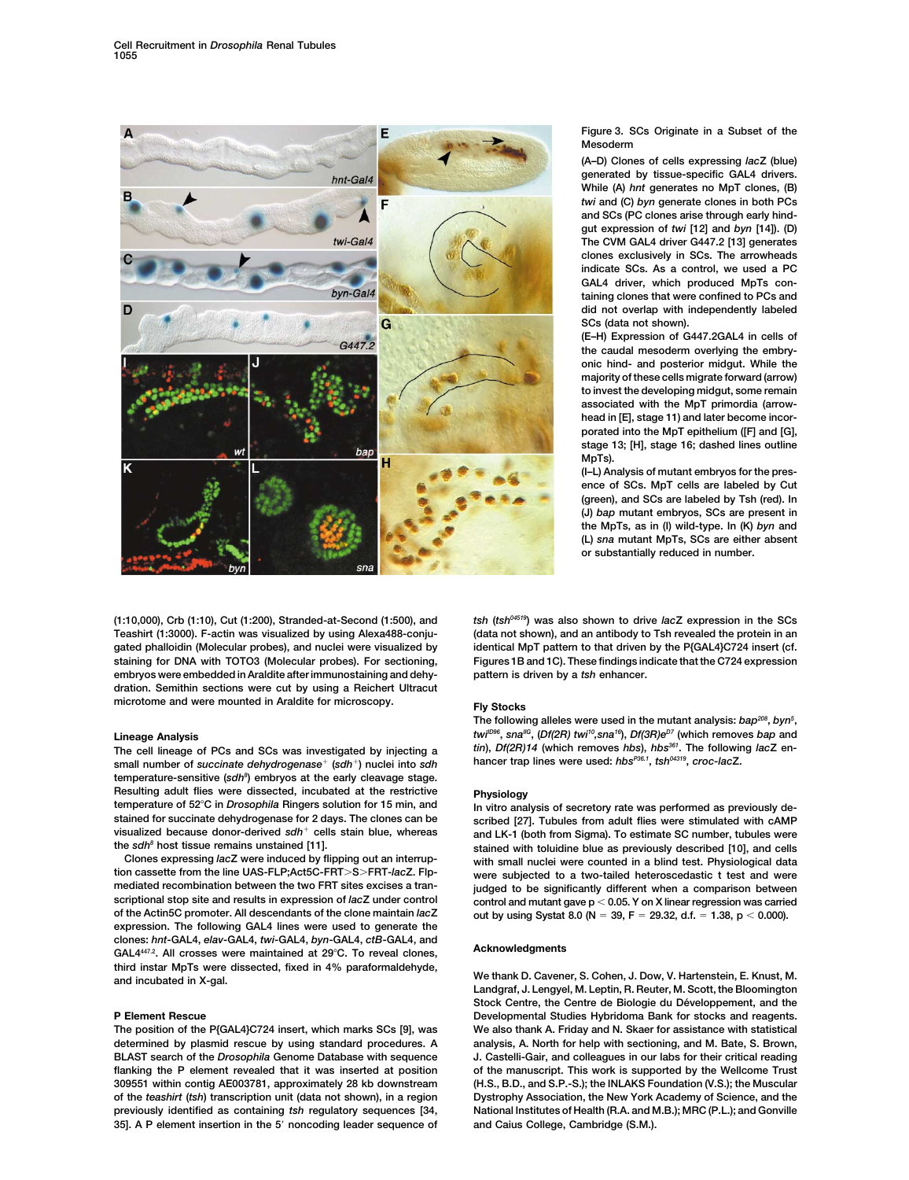Figure 3. SCs Originate in a Subset of the Mesoderm

(A–D) Clones of cells expressing *lacZ* (blue) generated by tissue-specific GAL4 drivers. While (A) *hnt* generates no MpT clones, (B) *twi* and (C) *byn* generate clones in both PCs and SCs (PC clones arise through early hindgut expression of *twi* [12] and *byn* [14]). (D) The CVM GAL4 driver G447.2 [13] generates clones exclusively in SCs. The arrowheads indicate SCs. As a control, we used a PC GAL4 driver, which produced MpTs containing clones that were confined to PCs and did not overlap with independently labeled SCs (data not shown).

(E–H) Expression of G447.2GAL4 in cells of the caudal mesoderm overlying the embryonic hind- and posterior midgut. While the majority of these cells migrate forward (arrow) to invest the developing midgut, some remain associated with the MpT primordia (arrowhead in [E], stage 11) and later become incorporated into the MpT epithelium ([F] and [G], stage 13; [H], stage 16; dashed lines outline MpTs).

(I–L) Analysis of mutant embryos for the presence of SCs. MpT cells are labeled by Cut (green), and SCs are labeled by Tsh (red). In (J) *bap* mutant embryos, SCs are present in the MpTs, as in (I) wild-type. In (K) *byn* and (L) *sna* mutant MpTs, SCs are either absent or substantially reduced in number.

(1:10,000), Crb (1:10), Cut (1:200), Stranded-at-Second (1:500), and Teashirt (1:3000). F-actin was visualized by using Alexa488-conjugated phalloidin (Molecular probes), and nuclei were visualized by staining for DNA with TOTO3 (Molecular probes). For sectioning, embryos were embedded in Araldite after immunostaining and dehydration. Semithin sections were cut by using a Reichert Ultracut microtome and were mounted in Araldite for microscopy.

## Lineage Analysis

The cell lineage of PCs and SCs was investigated by injecting a small number of *succinate dehydrogenase*$^{+}$ (*sdh*$^{+}$) nuclei into *sdh* temperature-sensitive (*sdh*$^{8}$) embryos at the early cleavage stage. Resulting adult flies were dissected, incubated at the restrictive temperature of 52°C in *Drosophila* Ringers solution for 15 min, and stained for succinate dehydrogenase for 2 days. The clones can be visualized because donor-derived *sdh*$^{+}$ cells stain blue, whereas the *sdh*$^{8}$ host tissue remains unstained [11].

Clones expressing *lacZ* were induced by flipping out an interruption cassette from the line UAS-FLP;Act5C-FRT>S>FRT-*lacZ*. Flp-mediated recombination between the two FRT sites excises a transcriptional stop site and results in expression of *lacZ* under control of the Actin5C promoter. All descendants of the clone maintain *lacZ* expression. The following GAL4 lines were used to generate the clones: *hnt*-GAL4, *elav*-GAL4, *twi*-GAL4, *byn*-GAL4, *ctB*-GAL4, and GAL4$^{447.2}$. All crosses were maintained at 29°C. To reveal clones, third instar MpTs were dissected, fixed in 4% paraformaldehyde, and incubated in X-gal.

## P Element Rescue

The position of the P{GAL4}C724 insert, which marks SCs [9], was determined by plasmid rescue by using standard procedures. A BLAST search of the *Drosophila* Genome Database with sequence flanking the P element revealed that it was inserted at position 309551 within contig AE003781, approximately 28 kb downstream of the *teashirt* (*tsh*) transcription unit (data not shown), in a region previously identified as containing *tsh* regulatory sequences [34, 35]. A P element insertion in the 5′ noncoding leader sequence of *tsh* (*tsh*$^{04519}$) was also shown to drive *lacZ* expression in the SCs (data not shown), and an antibody to Tsh revealed the protein in an identical MpT pattern to that driven by the P{GAL4}C724 insert (cf. Figures 1B and 1C). These findings indicate that the C724 expression pattern is driven by a *tsh* enhancer.

## Fly Stocks

The following alleles were used in the mutant analysis: *bap*$^{208}$, *byn*$^{5}$, *twi*$^{ID96}$, *sna*$^{IIG}$, (*Df(2R) twi*$^{10}$,*sna*$^{18}$), *Df(3R)e*$^{D7}$ (which removes *bap* and *tin*), *Df(2R)14* (which removes *hbs*), *hbs*$^{361}$. The following *lacZ* enhancer trap lines were used: *hbs*$^{P36.1}$, *tsh*$^{04319}$, *croc-lacZ*.

## Physiology

In vitro analysis of secretory rate was performed as previously described [27]. Tubules from adult flies were stimulated with cAMP and LK-1 (both from Sigma). To estimate SC number, tubules were stained with toluidine blue as previously described [10], and cells with small nuclei were counted in a blind test. Physiological data were subjected to a two-tailed heteroscedastic t test and were judged to be significantly different when a comparison between control and mutant gave $p < 0.05$. Y on X linear regression was carried out by using Systat 8.0 ($N = 39$, $F = 29.32$, $d.f. = 1.38$, $p < 0.000$).

## Acknowledgments

We thank D. Cavener, S. Cohen, J. Dow, V. Hartenstein, E. Knust, M. Landgraf, J. Lengyel, M. Leptin, R. Reuter, M. Scott, the Bloomington Stock Centre, the Centre de Biologie du Développement, and the Developmental Studies Hybridoma Bank for stocks and reagents. We also thank A. Friday and N. Skaer for assistance with statistical analysis, A. North for help with sectioning, and M. Bate, S. Brown, J. Castelli-Gair, and colleagues in our labs for their critical reading of the manuscript. This work is supported by the Wellcome Trust (H.S., B.D., and S.P.-S.); the INLAKS Foundation (V.S.); the Muscular Dystrophy Association, the New York Academy of Science, and the National Institutes of Health (R.A. and M.B.); MRC (P.L.); and Gonville and Caius College, Cambridge (S.M.).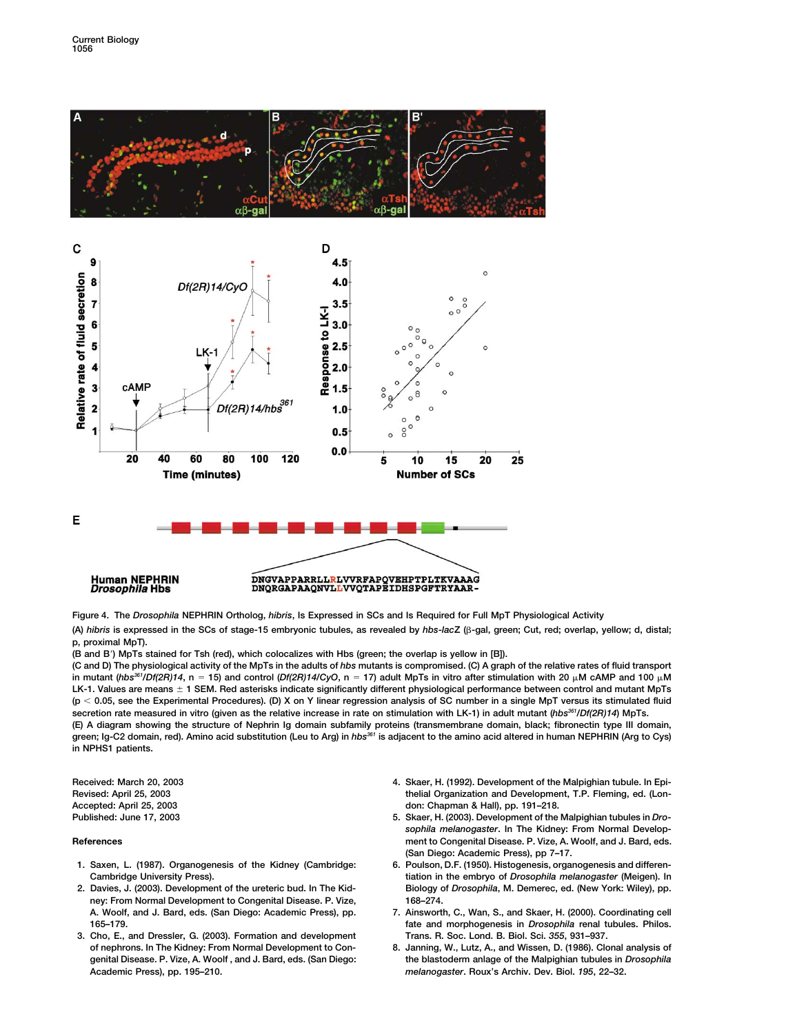Figure 4. The *Drosophila* NEPHRIN Ortholog, *hibris*, Is Expressed in SCs and Is Required for Full MpT Physiological Activity

(A) *hibris* is expressed in the SCs of stage-15 embryonic tubules, as revealed by *hbs-lacZ* (β-gal, green; Cut, red; overlap, yellow; d, distal; p, proximal MpT).

(B and B′) MpTs stained for Tsh (red), which colocalizes with Hbs (green; the overlap is yellow in [B]).

(C and D) The physiological activity of the MpTs in the adults of *hbs* mutants is compromised. (C) A graph of the relative rates of fluid transport in mutant (*hbs*$^{361}$/*Df(2R)14*, n = 15) and control (*Df(2R)14/CyO*, n = 17) adult MpTs in vitro after stimulation with 20 μM cAMP and 100 μM LK-1. Values are means ± 1 SEM. Red asterisks indicate significantly different physiological performance between control and mutant MpTs ($p < 0.05$, see the Experimental Procedures). (D) X on Y linear regression analysis of SC number in a single MpT versus its stimulated fluid secretion rate measured in vitro (given as the relative increase in rate on stimulation with LK-1) in adult mutant (*hbs*$^{361}$/*Df(2R)14*) MpTs.

(E) A diagram showing the structure of Nephrin Ig domain subfamily proteins (transmembrane domain, black; fibronectin type III domain, green; Ig-C2 domain, red). Amino acid substitution (Leu to Arg) in *hbs*$^{361}$ is adjacent to the amino acid altered in human NEPHRIN (Arg to Cys) in NPHS1 patients.

Received: March 20, 2003
Revised: April 25, 2003
Accepted: April 25, 2003
Published: June 17, 2003

## References

1. Saxen, L. (1987). Organogenesis of the Kidney (Cambridge: Cambridge University Press).
2. Davies, J. (2003). Development of the ureteric bud. In The Kidney: From Normal Development to Congenital Disease. P. Vize, A. Woolf, and J. Bard, eds. (San Diego: Academic Press), pp. 165–179.
3. Cho, E., and Dressler, G. (2003). Formation and development of nephrons. In The Kidney: From Normal Development to Congenital Disease. P. Vize, A. Woolf , and J. Bard, eds. (San Diego: Academic Press), pp. 195–210.
4. Skaer, H. (1992). Development of the Malpighian tubule. In Epithelial Organization and Development, T.P. Fleming, ed. (London: Chapman & Hall), pp. 191–218.
5. Skaer, H. (2003). Development of the Malpighian tubules in *Drosophila melanogaster*. In The Kidney: From Normal Development to Congenital Disease. P. Vize, A. Woolf, and J. Bard, eds. (San Diego: Academic Press), pp 7–17.
6. Poulson, D.F. (1950). Histogenesis, organogenesis and differentiation in the embryo of *Drosophila melanogaster* (Meigen). In Biology of *Drosophila*, M. Demerec, ed. (New York: Wiley), pp. 168–274.
7. Ainsworth, C., Wan, S., and Skaer, H. (2000). Coordinating cell fate and morphogenesis in *Drosophila* renal tubules. Philos. Trans. R. Soc. Lond. B. Biol. Sci. *355*, 931–937.
8. Janning, W., Lutz, A., and Wissen, D. (1986). Clonal analysis of the blastoderm anlage of the Malpighian tubules in *Drosophila melanogaster*. Roux's Archiv. Dev. Biol. *195*, 22–32.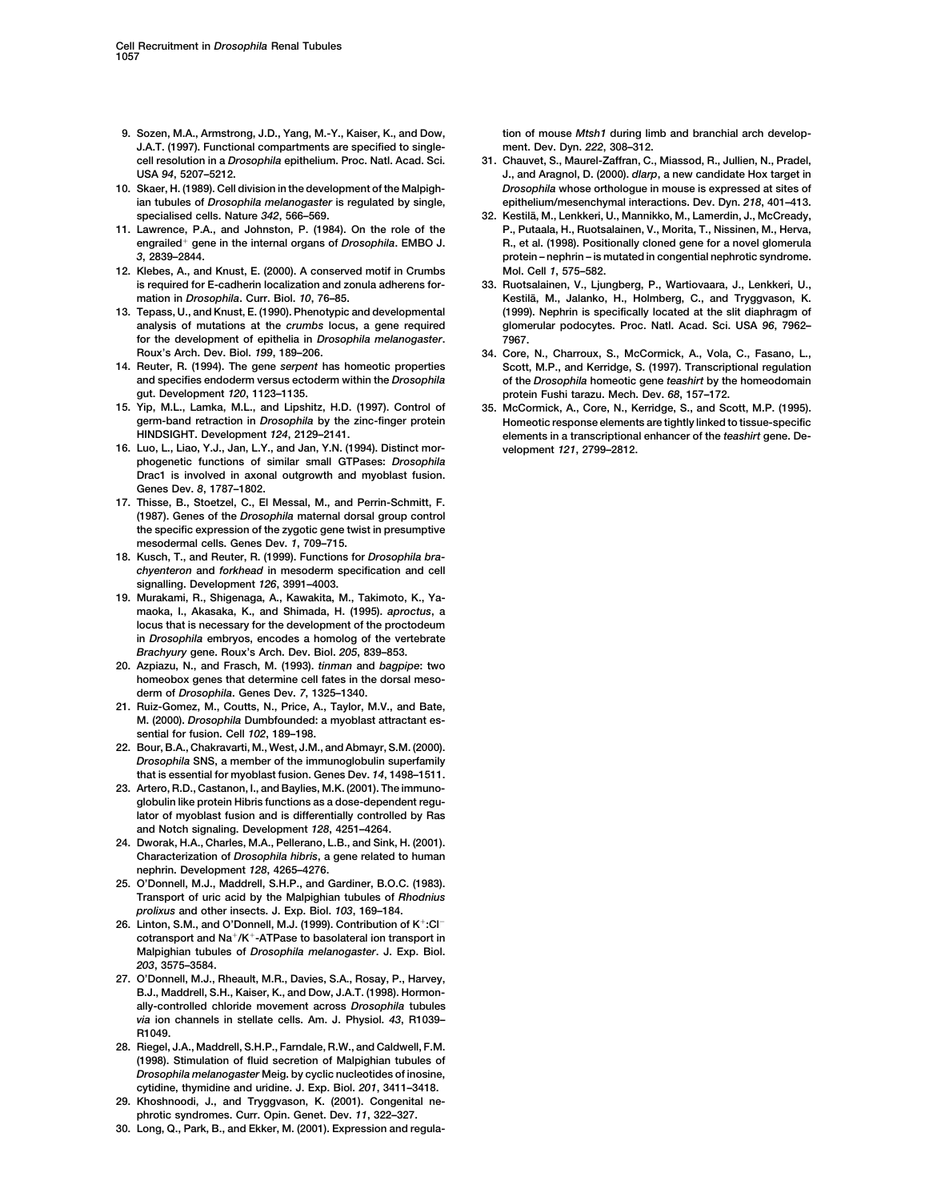9. Sozen, M.A., Armstrong, J.D., Yang, M.-Y., Kaiser, K., and Dow, J.A.T. (1997). Functional compartments are specified to single-cell resolution in a *Drosophila* epithelium. Proc. Natl. Acad. Sci. USA *94*, 5207–5212.
10. Skaer, H. (1989). Cell division in the development of the Malpighian tubules of *Drosophila melanogaster* is regulated by single, specialised cells. Nature *342*, 566–569.
11. Lawrence, P.A., and Johnston, P. (1984). On the role of the engrailed$^+$ gene in the internal organs of *Drosophila*. EMBO J. *3*, 2839–2844.
12. Klebes, A., and Knust, E. (2000). A conserved motif in Crumbs is required for E-cadherin localization and zonula adherens formation in *Drosophila*. Curr. Biol. *10*, 76–85.
13. Tepass, U., and Knust, E. (1990). Phenotypic and developmental analysis of mutations at the *crumbs* locus, a gene required for the development of epithelia in *Drosophila melanogaster*. Roux's Arch. Dev. Biol. *199*, 189–206.
14. Reuter, R. (1994). The gene *serpent* has homeotic properties and specifies endoderm versus ectoderm within the *Drosophila* gut. Development *120*, 1123–1135.
15. Yip, M.L., Lamka, M.L., and Lipshitz, H.D. (1997). Control of germ-band retraction in *Drosophila* by the zinc-finger protein HINDSIGHT. Development *124*, 2129–2141.
16. Luo, L., Liao, Y.J., Jan, L.Y., and Jan, Y.N. (1994). Distinct morphogenetic functions of similar small GTPases: *Drosophila* Drac1 is involved in axonal outgrowth and myoblast fusion. Genes Dev. *8*, 1787–1802.
17. Thisse, B., Stoetzel, C., El Messal, M., and Perrin-Schmitt, F. (1987). Genes of the *Drosophila* maternal dorsal group control the specific expression of the zygotic gene twist in presumptive mesodermal cells. Genes Dev. *1*, 709–715.
18. Kusch, T., and Reuter, R. (1999). Functions for *Drosophila brachyenteron* and *forkhead* in mesoderm specification and cell signalling. Development *126*, 3991–4003.
19. Murakami, R., Shigenaga, A., Kawakita, M., Takimoto, K., Yamaoka, I., Akasaka, K., and Shimada, H. (1995). *aproctus*, a locus that is necessary for the development of the proctodeum in *Drosophila* embryos, encodes a homolog of the vertebrate *Brachyury* gene. Roux's Arch. Dev. Biol. *205*, 839–853.
20. Azpiazu, N., and Frasch, M. (1993). *tinman* and *bagpipe*: two homeobox genes that determine cell fates in the dorsal mesoderm of *Drosophila*. Genes Dev. *7*, 1325–1340.
21. Ruiz-Gomez, M., Coutts, N., Price, A., Taylor, M.V., and Bate, M. (2000). *Drosophila* Dumbfounded: a myoblast attractant essential for fusion. Cell *102*, 189–198.
22. Bour, B.A., Chakravarti, M., West, J.M., and Abmayr, S.M. (2000). *Drosophila* SNS, a member of the immunoglobulin superfamily that is essential for myoblast fusion. Genes Dev. *14*, 1498–1511.
23. Artero, R.D., Castanon, I., and Baylies, M.K. (2001). The immunoglobulin like protein Hibris functions as a dose-dependent regulator of myoblast fusion and is differentially controlled by Ras and Notch signaling. Development *128*, 4251–4264.
24. Dworak, H.A., Charles, M.A., Pellerano, L.B., and Sink, H. (2001). Characterization of *Drosophila hibris*, a gene related to human nephrin. Development *128*, 4265–4276.
25. O'Donnell, M.J., Maddrell, S.H.P., and Gardiner, B.O.C. (1983). Transport of uric acid by the Malpighian tubules of *Rhodnius prolixus* and other insects. J. Exp. Biol. *103*, 169–184.
26. Linton, S.M., and O'Donnell, M.J. (1999). Contribution of $K^+$:$Cl^-$ cotransport and $Na^+$/$K^+$-ATPase to basolateral ion transport in Malpighian tubules of *Drosophila melanogaster*. J. Exp. Biol. *203*, 3575–3584.
27. O'Donnell, M.J., Rheault, M.R., Davies, S.A., Rosay, P., Harvey, B.J., Maddrell, S.H., Kaiser, K., and Dow, J.A.T. (1998). Hormonally-controlled chloride movement across *Drosophila* tubules *via* ion channels in stellate cells. Am. J. Physiol. *43*, R1039–R1049.
28. Riegel, J.A., Maddrell, S.H.P., Farndale, R.W., and Caldwell, F.M. (1998). Stimulation of fluid secretion of Malpighian tubules of *Drosophila melanogaster* Meig. by cyclic nucleotides of inosine, cytidine, thymidine and uridine. J. Exp. Biol. *201*, 3411–3418.
29. Khoshnoodi, J., and Tryggvason, K. (2001). Congenital nephrotic syndromes. Curr. Opin. Genet. Dev. *11*, 322–327.
30. Long, Q., Park, B., and Ekker, M. (2001). Expression and regulation of mouse *Mtsh1* during limb and branchial arch development. Dev. Dyn. *222*, 308–312.
31. Chauvet, S., Maurel-Zaffran, C., Miassod, R., Jullien, N., Pradel, J., and Aragnol, D. (2000). *dlarp*, a new candidate Hox target in *Drosophila* whose orthologue in mouse is expressed at sites of epithelium/mesenchymal interactions. Dev. Dyn. *218*, 401–413.
32. Kestilä, M., Lenkkeri, U., Mannikko, M., Lamerdin, J., McCready, P., Putaala, H., Ruotsalainen, V., Morita, T., Nissinen, M., Herva, R., et al. (1998). Positionally cloned gene for a novel glomerula protein – nephrin – is mutated in congential nephrotic syndrome. Mol. Cell *1*, 575–582.
33. Ruotsalainen, V., Ljungberg, P., Wartiovaara, J., Lenkkeri, U., Kestilä, M., Jalanko, H., Holmberg, C., and Tryggvason, K. (1999). Nephrin is specifically located at the slit diaphragm of glomerular podocytes. Proc. Natl. Acad. Sci. USA *96*, 7962–7967.
34. Core, N., Charroux, S., McCormick, A., Vola, C., Fasano, L., Scott, M.P., and Kerridge, S. (1997). Transcriptional regulation of the *Drosophila* homeotic gene *teashirt* by the homeodomain protein Fushi tarazu. Mech. Dev. *68*, 157–172.
35. McCormick, A., Core, N., Kerridge, S., and Scott, M.P. (1995). Homeotic response elements are tightly linked to tissue-specific elements in a transcriptional enhancer of the *teashirt* gene. Development *121*, 2799–2812.